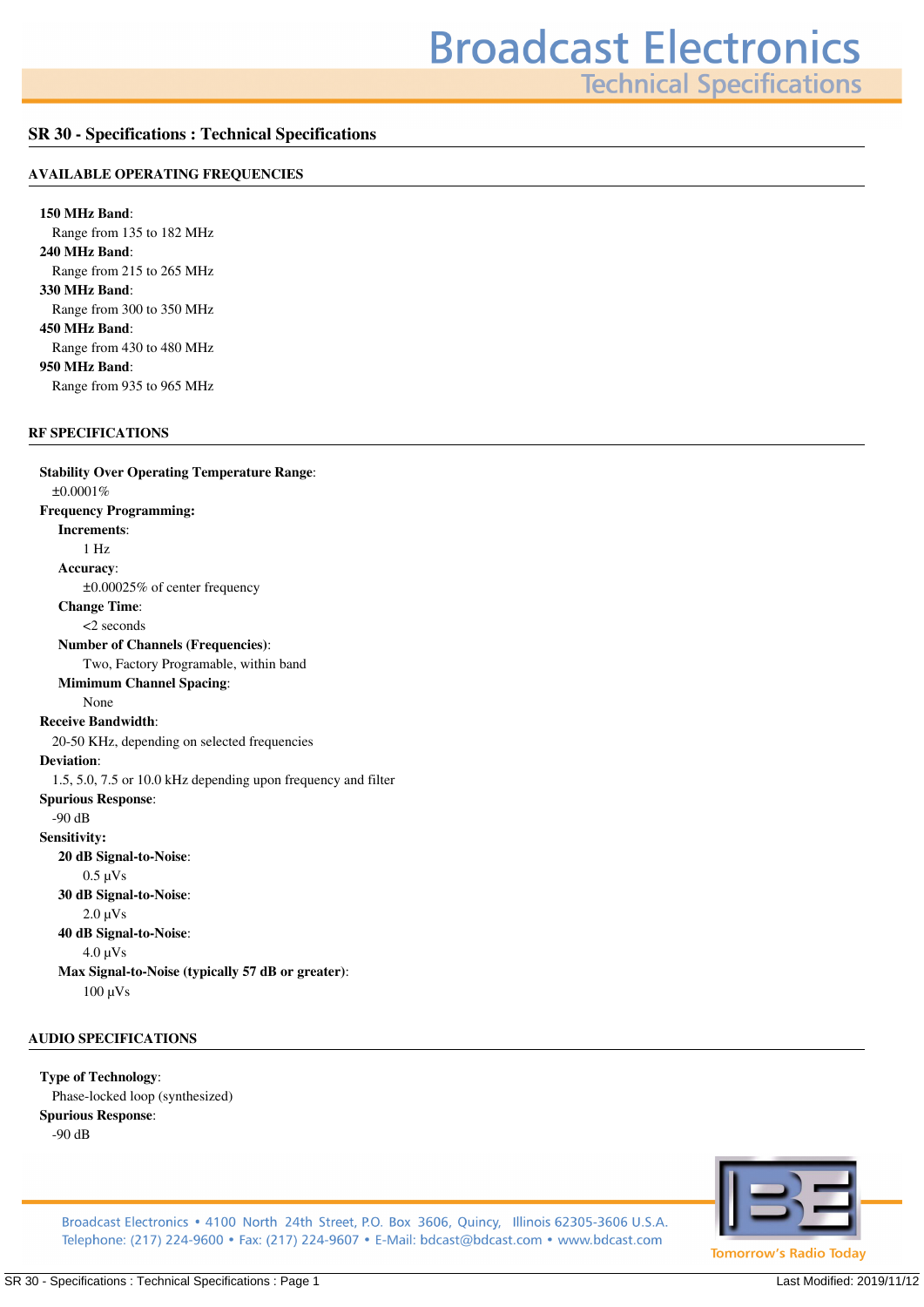# SR 30 - Specifications : Technical Specifications

## AVAILABLE OPERATING FREQUENCIES

**150 MHz Band**:
Range from 135 to 182 MHz

**240 MHz Band**:
Range from 215 to 265 MHz

**330 MHz Band**:
Range from 300 to 350 MHz

**450 MHz Band**:
Range from 430 to 480 MHz

**950 MHz Band**:
Range from 935 to 965 MHz

## RF SPECIFICATIONS

**Stability Over Operating Temperature Range**:
±0.0001%

**Frequency Programming:**

- **Increments**:
  1 Hz
- **Accuracy**:
  ±0.00025% of center frequency
- **Change Time**:
  <2 seconds
- **Number of Channels (Frequencies)**:
  Two, Factory Programable, within band
- **Mimimum Channel Spacing**:
  None

**Receive Bandwidth**:
20-50 KHz, depending on selected frequencies

**Deviation**:
1.5, 5.0, 7.5 or 10.0 kHz depending upon frequency and filter

**Spurious Response**:
-90 dB

**Sensitivity:**

- **20 dB Signal-to-Noise**:
  0.5 µVs
- **30 dB Signal-to-Noise**:
  2.0 µVs
- **40 dB Signal-to-Noise**:
  4.0 µVs
- **Max Signal-to-Noise (typically 57 dB or greater)**:
  100 µVs

## AUDIO SPECIFICATIONS

**Type of Technology**:
Phase-locked loop (synthesized)

**Spurious Response**:
-90 dB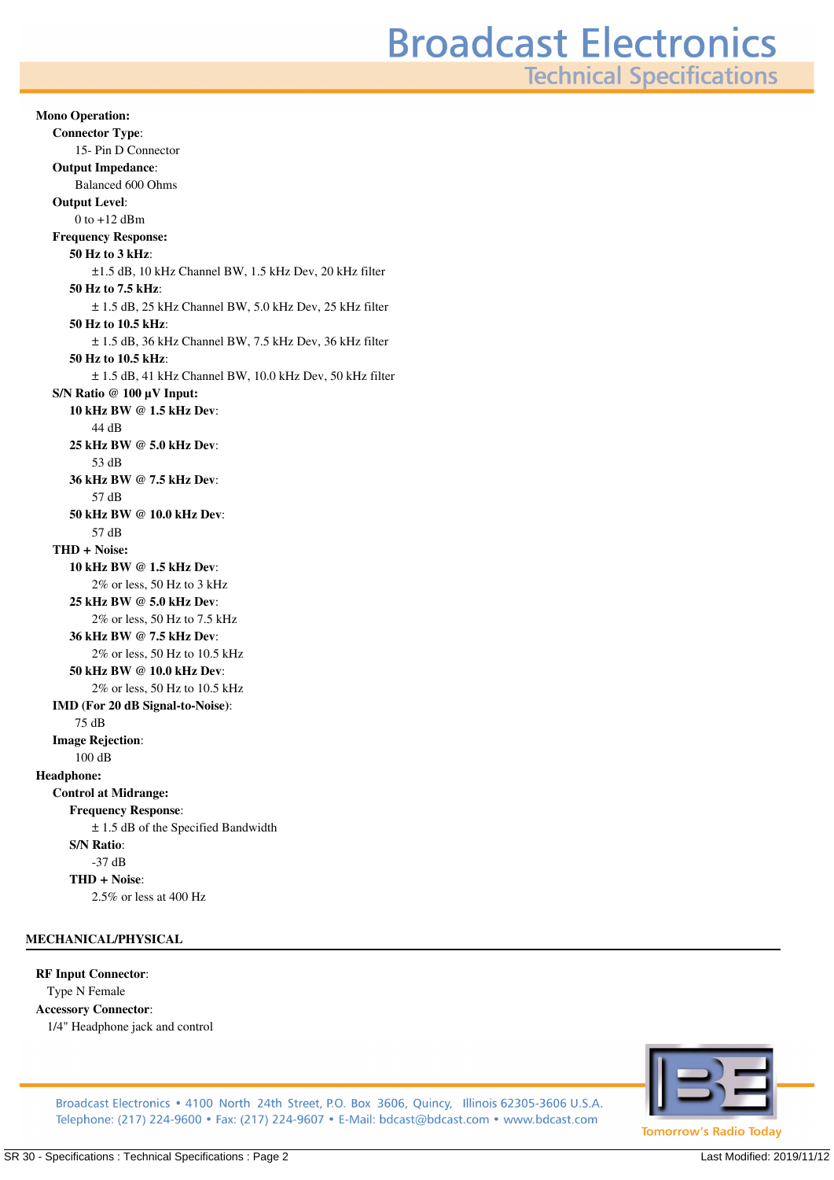**Mono Operation:**

- **Connector Type**:
  - 15- Pin D Connector
- **Output Impedance**:
  - Balanced 600 Ohms
- **Output Level**:
  - 0 to +12 dBm
- **Frequency Response:**
  - **50 Hz to 3 kHz**:
    - ±1.5 dB, 10 kHz Channel BW, 1.5 kHz Dev, 20 kHz filter
  - **50 Hz to 7.5 kHz**:
    - ± 1.5 dB, 25 kHz Channel BW, 5.0 kHz Dev, 25 kHz filter
  - **50 Hz to 10.5 kHz**:
    - ± 1.5 dB, 36 kHz Channel BW, 7.5 kHz Dev, 36 kHz filter
  - **50 Hz to 10.5 kHz**:
    - ± 1.5 dB, 41 kHz Channel BW, 10.0 kHz Dev, 50 kHz filter
- **S/N Ratio @ 100 µV Input:**
  - **10 kHz BW @ 1.5 kHz Dev**:
    - 44 dB
  - **25 kHz BW @ 5.0 kHz Dev**:
    - 53 dB
  - **36 kHz BW @ 7.5 kHz Dev**:
    - 57 dB
  - **50 kHz BW @ 10.0 kHz Dev**:
    - 57 dB
- **THD + Noise:**
  - **10 kHz BW @ 1.5 kHz Dev**:
    - 2% or less, 50 Hz to 3 kHz
  - **25 kHz BW @ 5.0 kHz Dev**:
    - 2% or less, 50 Hz to 7.5 kHz
  - **36 kHz BW @ 7.5 kHz Dev**:
    - 2% or less, 50 Hz to 10.5 kHz
  - **50 kHz BW @ 10.0 kHz Dev**:
    - 2% or less, 50 Hz to 10.5 kHz
- **IMD (For 20 dB Signal-to-Noise)**:
  - 75 dB
- **Image Rejection**:
  - 100 dB

**Headphone:**

- **Control at Midrange:**
  - **Frequency Response**:
    - ± 1.5 dB of the Specified Bandwidth
  - **S/N Ratio**:
    - -37 dB
  - **THD + Noise**:
    - 2.5% or less at 400 Hz

## MECHANICAL/PHYSICAL

**RF Input Connector**:
- Type N Female

**Accessory Connector**:
- 1/4" Headphone jack and control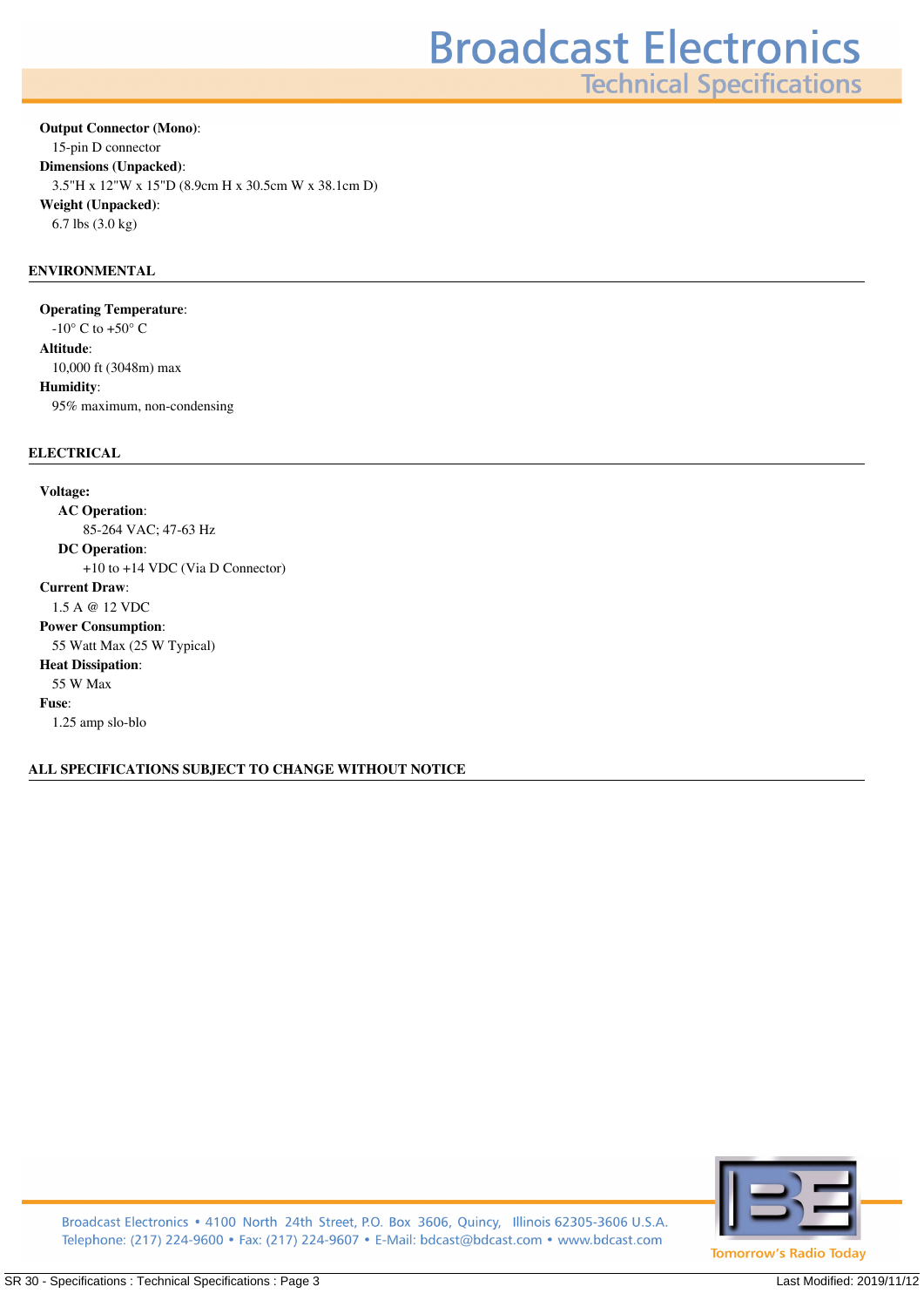**Output Connector (Mono)**:
15-pin D connector

**Dimensions (Unpacked)**:
3.5"H x 12"W x 15"D (8.9cm H x 30.5cm W x 38.1cm D)

**Weight (Unpacked)**:
6.7 lbs (3.0 kg)

## ENVIRONMENTAL

**Operating Temperature**:
-10° C to +50° C

**Altitude**:
10,000 ft (3048m) max

**Humidity**:
95% maximum, non-condensing

## ELECTRICAL

**Voltage:**

- **AC Operation**:
  85-264 VAC; 47-63 Hz
- **DC Operation**:
  +10 to +14 VDC (Via D Connector)

**Current Draw**:
1.5 A @ 12 VDC

**Power Consumption**:
55 Watt Max (25 W Typical)

**Heat Dissipation**:
55 W Max

**Fuse**:
1.25 amp slo-blo

## ALL SPECIFICATIONS SUBJECT TO CHANGE WITHOUT NOTICE